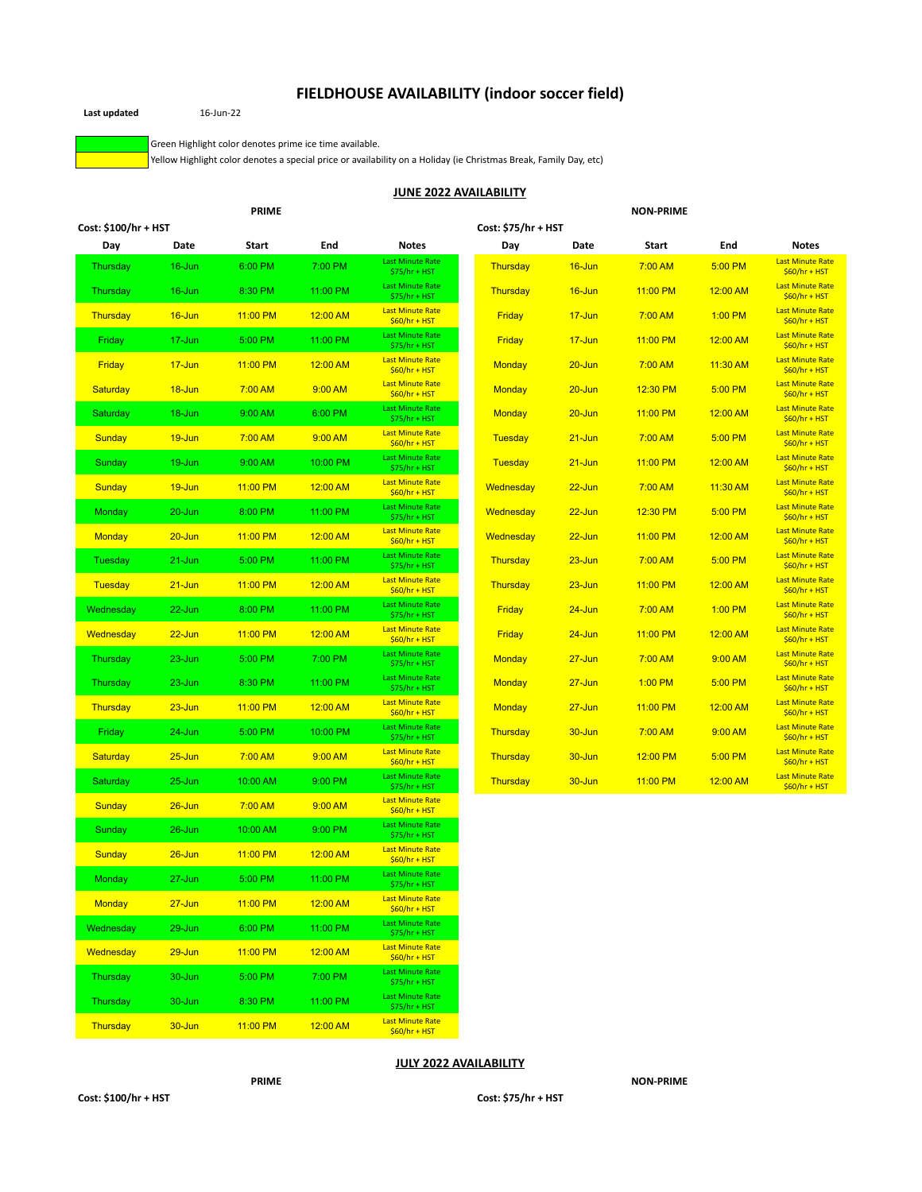# FIELDHOUSE AVAILABILITY (indoor soccer field)

**Last updated** 16-Jun-22

Green Highlight color denotes prime ice time available.
Yellow Highlight color denotes a special price or availability on a Holiday (ie Christmas Break, Family Day, etc)

## JUNE 2022 AVAILABILITY

### PRIME

**Cost: $100/hr + HST**

| Day | Date | Start | End | Notes |
|---|---|---|---|---|
| Thursday | 16-Jun | 6:00 PM | 7:00 PM | Last Minute Rate $75/hr + HST |
| Thursday | 16-Jun | 8:30 PM | 11:00 PM | Last Minute Rate $75/hr + HST |
| Thursday | 16-Jun | 11:00 PM | 12:00 AM | Last Minute Rate $60/hr + HST |
| Friday | 17-Jun | 5:00 PM | 11:00 PM | Last Minute Rate $75/hr + HST |
| Friday | 17-Jun | 11:00 PM | 12:00 AM | Last Minute Rate $60/hr + HST |
| Saturday | 18-Jun | 7:00 AM | 9:00 AM | Last Minute Rate $60/hr + HST |
| Saturday | 18-Jun | 9:00 AM | 6:00 PM | Last Minute Rate $75/hr + HST |
| Sunday | 19-Jun | 7:00 AM | 9:00 AM | Last Minute Rate $60/hr + HST |
| Sunday | 19-Jun | 9:00 AM | 10:00 PM | Last Minute Rate $75/hr + HST |
| Sunday | 19-Jun | 11:00 PM | 12:00 AM | Last Minute Rate $60/hr + HST |
| Monday | 20-Jun | 8:00 PM | 11:00 PM | Last Minute Rate $75/hr + HST |
| Monday | 20-Jun | 11:00 PM | 12:00 AM | Last Minute Rate $60/hr + HST |
| Tuesday | 21-Jun | 5:00 PM | 11:00 PM | Last Minute Rate $75/hr + HST |
| Tuesday | 21-Jun | 11:00 PM | 12:00 AM | Last Minute Rate $60/hr + HST |
| Wednesday | 22-Jun | 8:00 PM | 11:00 PM | Last Minute Rate $75/hr + HST |
| Wednesday | 22-Jun | 11:00 PM | 12:00 AM | Last Minute Rate $60/hr + HST |
| Thursday | 23-Jun | 5:00 PM | 7:00 PM | Last Minute Rate $75/hr + HST |
| Thursday | 23-Jun | 8:30 PM | 11:00 PM | Last Minute Rate $75/hr + HST |
| Thursday | 23-Jun | 11:00 PM | 12:00 AM | Last Minute Rate $60/hr + HST |
| Friday | 24-Jun | 5:00 PM | 10:00 PM | Last Minute Rate $75/hr + HST |
| Saturday | 25-Jun | 7:00 AM | 9:00 AM | Last Minute Rate $60/hr + HST |
| Saturday | 25-Jun | 10:00 AM | 9:00 PM | Last Minute Rate $75/hr + HST |
| Sunday | 26-Jun | 7:00 AM | 9:00 AM | Last Minute Rate $60/hr + HST |
| Sunday | 26-Jun | 10:00 AM | 9:00 PM | Last Minute Rate $75/hr + HST |
| Sunday | 26-Jun | 11:00 PM | 12:00 AM | Last Minute Rate $60/hr + HST |
| Monday | 27-Jun | 5:00 PM | 11:00 PM | Last Minute Rate $75/hr + HST |
| Monday | 27-Jun | 11:00 PM | 12:00 AM | Last Minute Rate $60/hr + HST |
| Wednesday | 29-Jun | 6:00 PM | 11:00 PM | Last Minute Rate $75/hr + HST |
| Wednesday | 29-Jun | 11:00 PM | 12:00 AM | Last Minute Rate $60/hr + HST |
| Thursday | 30-Jun | 5:00 PM | 7:00 PM | Last Minute Rate $75/hr + HST |
| Thursday | 30-Jun | 8:30 PM | 11:00 PM | Last Minute Rate $75/hr + HST |
| Thursday | 30-Jun | 11:00 PM | 12:00 AM | Last Minute Rate $60/hr + HST |

### NON-PRIME

**Cost: $75/hr + HST**

| Day | Date | Start | End | Notes |
|---|---|---|---|---|
| Thursday | 16-Jun | 7:00 AM | 5:00 PM | Last Minute Rate $60/hr + HST |
| Thursday | 16-Jun | 11:00 PM | 12:00 AM | Last Minute Rate $60/hr + HST |
| Friday | 17-Jun | 7:00 AM | 1:00 PM | Last Minute Rate $60/hr + HST |
| Friday | 17-Jun | 11:00 PM | 12:00 AM | Last Minute Rate $60/hr + HST |
| Monday | 20-Jun | 7:00 AM | 11:30 AM | Last Minute Rate $60/hr + HST |
| Monday | 20-Jun | 12:30 PM | 5:00 PM | Last Minute Rate $60/hr + HST |
| Monday | 20-Jun | 11:00 PM | 12:00 AM | Last Minute Rate $60/hr + HST |
| Tuesday | 21-Jun | 7:00 AM | 5:00 PM | Last Minute Rate $60/hr + HST |
| Tuesday | 21-Jun | 11:00 PM | 12:00 AM | Last Minute Rate $60/hr + HST |
| Wednesday | 22-Jun | 7:00 AM | 11:30 AM | Last Minute Rate $60/hr + HST |
| Wednesday | 22-Jun | 12:30 PM | 5:00 PM | Last Minute Rate $60/hr + HST |
| Wednesday | 22-Jun | 11:00 PM | 12:00 AM | Last Minute Rate $60/hr + HST |
| Thursday | 23-Jun | 7:00 AM | 5:00 PM | Last Minute Rate $60/hr + HST |
| Thursday | 23-Jun | 11:00 PM | 12:00 AM | Last Minute Rate $60/hr + HST |
| Friday | 24-Jun | 7:00 AM | 1:00 PM | Last Minute Rate $60/hr + HST |
| Friday | 24-Jun | 11:00 PM | 12:00 AM | Last Minute Rate $60/hr + HST |
| Monday | 27-Jun | 7:00 AM | 9:00 AM | Last Minute Rate $60/hr + HST |
| Monday | 27-Jun | 1:00 PM | 5:00 PM | Last Minute Rate $60/hr + HST |
| Monday | 27-Jun | 11:00 PM | 12:00 AM | Last Minute Rate $60/hr + HST |
| Thursday | 30-Jun | 7:00 AM | 9:00 AM | Last Minute Rate $60/hr + HST |
| Thursday | 30-Jun | 12:00 PM | 5:00 PM | Last Minute Rate $60/hr + HST |
| Thursday | 30-Jun | 11:00 PM | 12:00 AM | Last Minute Rate $60/hr + HST |

## JULY 2022 AVAILABILITY

### PRIME

**Cost: $100/hr + HST**

### NON-PRIME

**Cost: $75/hr + HST**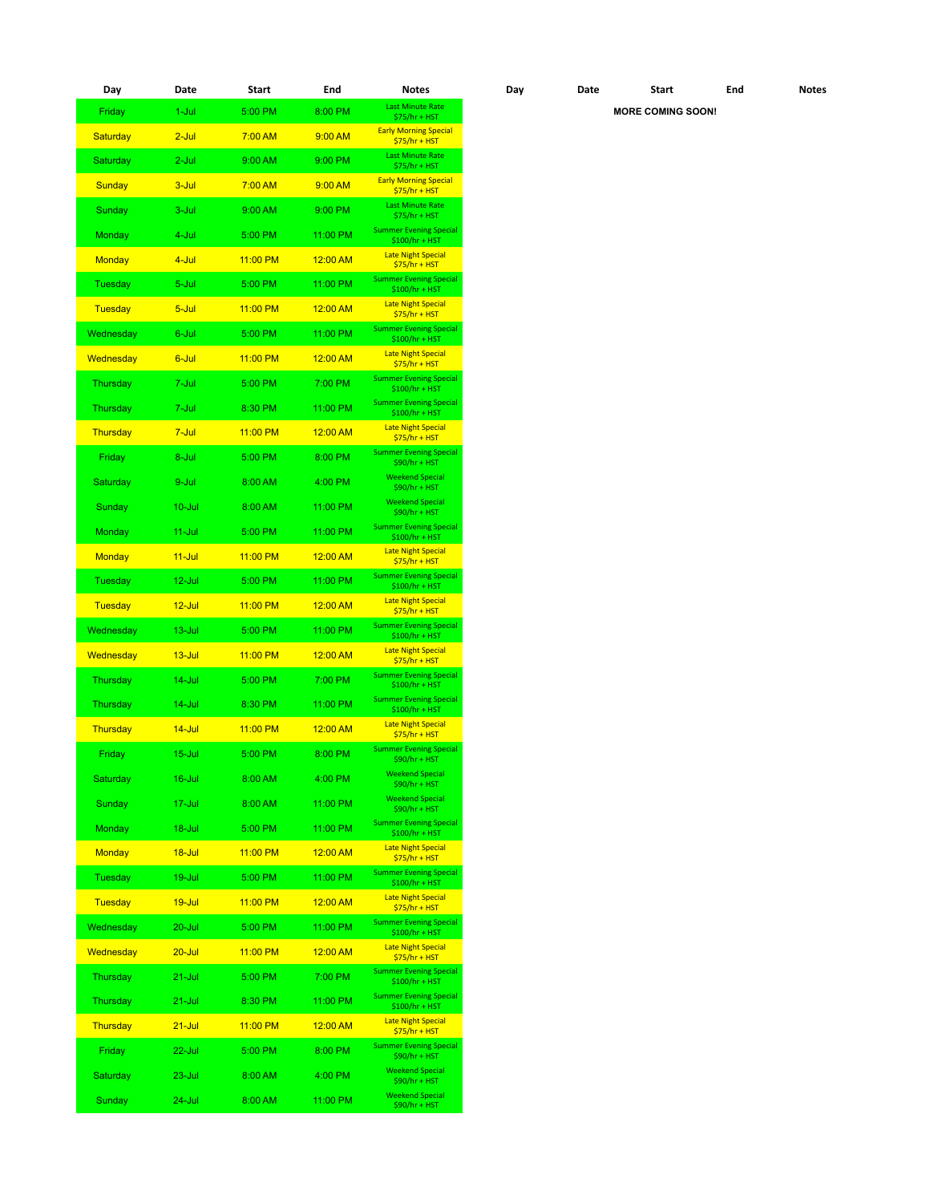| Day | Date | Start | End | Notes |
|---|---|---|---|---|
| Friday | 1-Jul | 5:00 PM | 8:00 PM | Last Minute Rate $75/hr + HST |
| Saturday | 2-Jul | 7:00 AM | 9:00 AM | Early Morning Special $75/hr + HST |
| Saturday | 2-Jul | 9:00 AM | 9:00 PM | Last Minute Rate $75/hr + HST |
| Sunday | 3-Jul | 7:00 AM | 9:00 AM | Early Morning Special $75/hr + HST |
| Sunday | 3-Jul | 9:00 AM | 9:00 PM | Last Minute Rate $75/hr + HST |
| Monday | 4-Jul | 5:00 PM | 11:00 PM | Summer Evening Special $100/hr + HST |
| Monday | 4-Jul | 11:00 PM | 12:00 AM | Late Night Special $75/hr + HST |
| Tuesday | 5-Jul | 5:00 PM | 11:00 PM | Summer Evening Special $100/hr + HST |
| Tuesday | 5-Jul | 11:00 PM | 12:00 AM | Late Night Special $75/hr + HST |
| Wednesday | 6-Jul | 5:00 PM | 11:00 PM | Summer Evening Special $100/hr + HST |
| Wednesday | 6-Jul | 11:00 PM | 12:00 AM | Late Night Special $75/hr + HST |
| Thursday | 7-Jul | 5:00 PM | 7:00 PM | Summer Evening Special $100/hr + HST |
| Thursday | 7-Jul | 8:30 PM | 11:00 PM | Summer Evening Special $100/hr + HST |
| Thursday | 7-Jul | 11:00 PM | 12:00 AM | Late Night Special $75/hr + HST |
| Friday | 8-Jul | 5:00 PM | 8:00 PM | Summer Evening Special $90/hr + HST |
| Saturday | 9-Jul | 8:00 AM | 4:00 PM | Weekend Special $90/hr + HST |
| Sunday | 10-Jul | 8:00 AM | 11:00 PM | Weekend Special $90/hr + HST |
| Monday | 11-Jul | 5:00 PM | 11:00 PM | Summer Evening Special $100/hr + HST |
| Monday | 11-Jul | 11:00 PM | 12:00 AM | Late Night Special $75/hr + HST |
| Tuesday | 12-Jul | 5:00 PM | 11:00 PM | Summer Evening Special $100/hr + HST |
| Tuesday | 12-Jul | 11:00 PM | 12:00 AM | Late Night Special $75/hr + HST |
| Wednesday | 13-Jul | 5:00 PM | 11:00 PM | Summer Evening Special $100/hr + HST |
| Wednesday | 13-Jul | 11:00 PM | 12:00 AM | Late Night Special $75/hr + HST |
| Thursday | 14-Jul | 5:00 PM | 7:00 PM | Summer Evening Special $100/hr + HST |
| Thursday | 14-Jul | 8:30 PM | 11:00 PM | Summer Evening Special $100/hr + HST |
| Thursday | 14-Jul | 11:00 PM | 12:00 AM | Late Night Special $75/hr + HST |
| Friday | 15-Jul | 5:00 PM | 8:00 PM | Summer Evening Special $90/hr + HST |
| Saturday | 16-Jul | 8:00 AM | 4:00 PM | Weekend Special $90/hr + HST |
| Sunday | 17-Jul | 8:00 AM | 11:00 PM | Weekend Special $90/hr + HST |
| Monday | 18-Jul | 5:00 PM | 11:00 PM | Summer Evening Special $100/hr + HST |
| Monday | 18-Jul | 11:00 PM | 12:00 AM | Late Night Special $75/hr + HST |
| Tuesday | 19-Jul | 5:00 PM | 11:00 PM | Summer Evening Special $100/hr + HST |
| Tuesday | 19-Jul | 11:00 PM | 12:00 AM | Late Night Special $75/hr + HST |
| Wednesday | 20-Jul | 5:00 PM | 11:00 PM | Summer Evening Special $100/hr + HST |
| Wednesday | 20-Jul | 11:00 PM | 12:00 AM | Late Night Special $75/hr + HST |
| Thursday | 21-Jul | 5:00 PM | 7:00 PM | Summer Evening Special $100/hr + HST |
| Thursday | 21-Jul | 8:30 PM | 11:00 PM | Summer Evening Special $100/hr + HST |
| Thursday | 21-Jul | 11:00 PM | 12:00 AM | Late Night Special $75/hr + HST |
| Friday | 22-Jul | 5:00 PM | 8:00 PM | Summer Evening Special $90/hr + HST |
| Saturday | 23-Jul | 8:00 AM | 4:00 PM | Weekend Special $90/hr + HST |
| Sunday | 24-Jul | 8:00 AM | 11:00 PM | Weekend Special $90/hr + HST |

| Day | Date | Start | End | Notes |
|---|---|---|---|---|
| | | **MORE COMING SOON!** | | |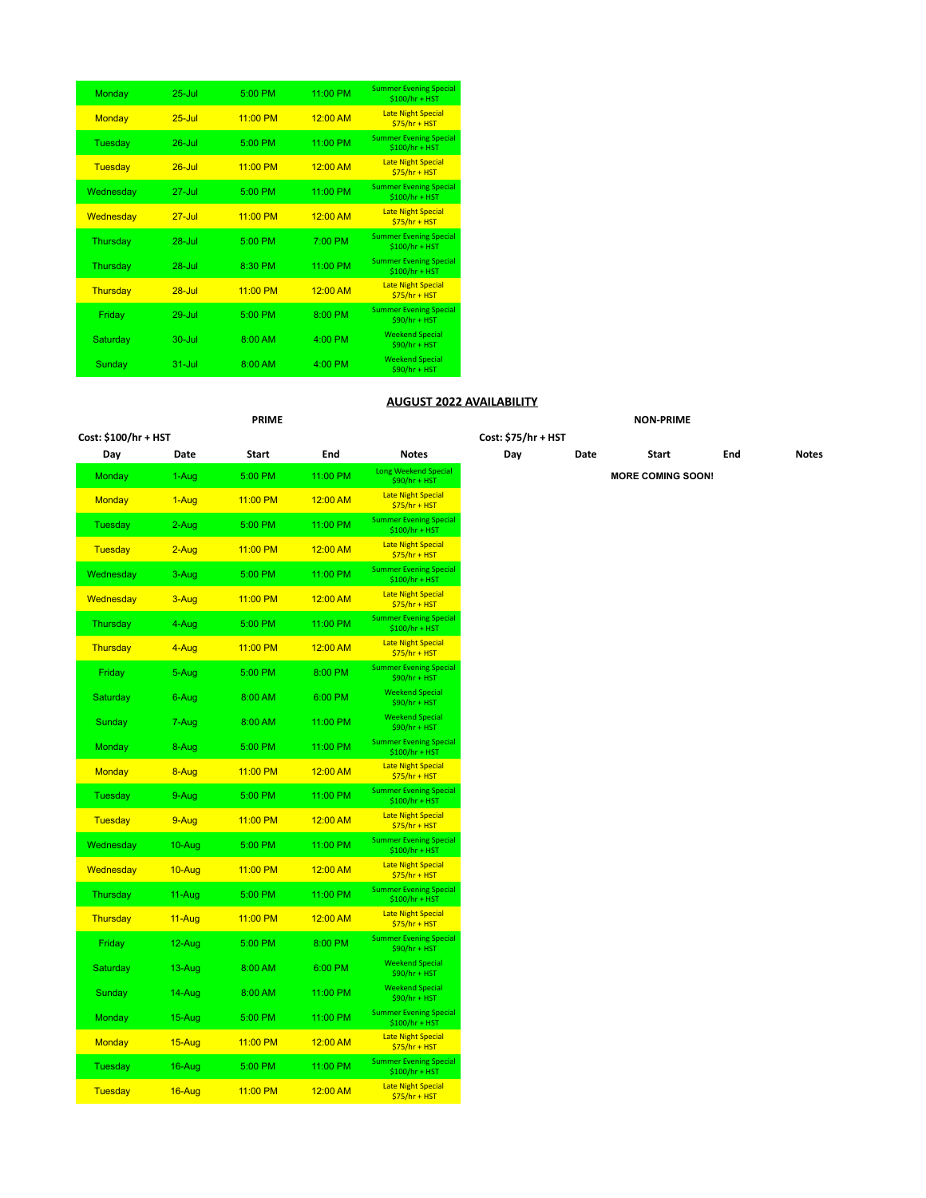| Day | Date | Start | End | Notes |
|---|---|---|---|---|
| Monday | 25-Jul | 5:00 PM | 11:00 PM | Summer Evening Special $100/hr + HST |
| Monday | 25-Jul | 11:00 PM | 12:00 AM | Late Night Special $75/hr + HST |
| Tuesday | 26-Jul | 5:00 PM | 11:00 PM | Summer Evening Special $100/hr + HST |
| Tuesday | 26-Jul | 11:00 PM | 12:00 AM | Late Night Special $75/hr + HST |
| Wednesday | 27-Jul | 5:00 PM | 11:00 PM | Summer Evening Special $100/hr + HST |
| Wednesday | 27-Jul | 11:00 PM | 12:00 AM | Late Night Special $75/hr + HST |
| Thursday | 28-Jul | 5:00 PM | 7:00 PM | Summer Evening Special $100/hr + HST |
| Thursday | 28-Jul | 8:30 PM | 11:00 PM | Summer Evening Special $100/hr + HST |
| Thursday | 28-Jul | 11:00 PM | 12:00 AM | Late Night Special $75/hr + HST |
| Friday | 29-Jul | 5:00 PM | 8:00 PM | Summer Evening Special $90/hr + HST |
| Saturday | 30-Jul | 8:00 AM | 4:00 PM | Weekend Special $90/hr + HST |
| Sunday | 31-Jul | 8:00 AM | 4:00 PM | Weekend Special $90/hr + HST |

## AUGUST 2022 AVAILABILITY

**PRIME**

**Cost: $100/hr + HST**

| Day | Date | Start | End | Notes |
|---|---|---|---|---|
| Monday | 1-Aug | 5:00 PM | 11:00 PM | Long Weekend Special $90/hr + HST |
| Monday | 1-Aug | 11:00 PM | 12:00 AM | Late Night Special $75/hr + HST |
| Tuesday | 2-Aug | 5:00 PM | 11:00 PM | Summer Evening Special $100/hr + HST |
| Tuesday | 2-Aug | 11:00 PM | 12:00 AM | Late Night Special $75/hr + HST |
| Wednesday | 3-Aug | 5:00 PM | 11:00 PM | Summer Evening Special $100/hr + HST |
| Wednesday | 3-Aug | 11:00 PM | 12:00 AM | Late Night Special $75/hr + HST |
| Thursday | 4-Aug | 5:00 PM | 11:00 PM | Summer Evening Special $100/hr + HST |
| Thursday | 4-Aug | 11:00 PM | 12:00 AM | Late Night Special $75/hr + HST |
| Friday | 5-Aug | 5:00 PM | 8:00 PM | Summer Evening Special $90/hr + HST |
| Saturday | 6-Aug | 8:00 AM | 6:00 PM | Weekend Special $90/hr + HST |
| Sunday | 7-Aug | 8:00 AM | 11:00 PM | Weekend Special $90/hr + HST |
| Monday | 8-Aug | 5:00 PM | 11:00 PM | Summer Evening Special $100/hr + HST |
| Monday | 8-Aug | 11:00 PM | 12:00 AM | Late Night Special $75/hr + HST |
| Tuesday | 9-Aug | 5:00 PM | 11:00 PM | Summer Evening Special $100/hr + HST |
| Tuesday | 9-Aug | 11:00 PM | 12:00 AM | Late Night Special $75/hr + HST |
| Wednesday | 10-Aug | 5:00 PM | 11:00 PM | Summer Evening Special $100/hr + HST |
| Wednesday | 10-Aug | 11:00 PM | 12:00 AM | Late Night Special $75/hr + HST |
| Thursday | 11-Aug | 5:00 PM | 11:00 PM | Summer Evening Special $100/hr + HST |
| Thursday | 11-Aug | 11:00 PM | 12:00 AM | Late Night Special $75/hr + HST |
| Friday | 12-Aug | 5:00 PM | 8:00 PM | Summer Evening Special $90/hr + HST |
| Saturday | 13-Aug | 8:00 AM | 6:00 PM | Weekend Special $90/hr + HST |
| Sunday | 14-Aug | 8:00 AM | 11:00 PM | Weekend Special $90/hr + HST |
| Monday | 15-Aug | 5:00 PM | 11:00 PM | Summer Evening Special $100/hr + HST |
| Monday | 15-Aug | 11:00 PM | 12:00 AM | Late Night Special $75/hr + HST |
| Tuesday | 16-Aug | 5:00 PM | 11:00 PM | Summer Evening Special $100/hr + HST |
| Tuesday | 16-Aug | 11:00 PM | 12:00 AM | Late Night Special $75/hr + HST |

**NON-PRIME**

**Cost: $75/hr + HST**

| Day | Date | Start | End | Notes |
|---|---|---|---|---|
| | | **MORE COMING SOON!** | | |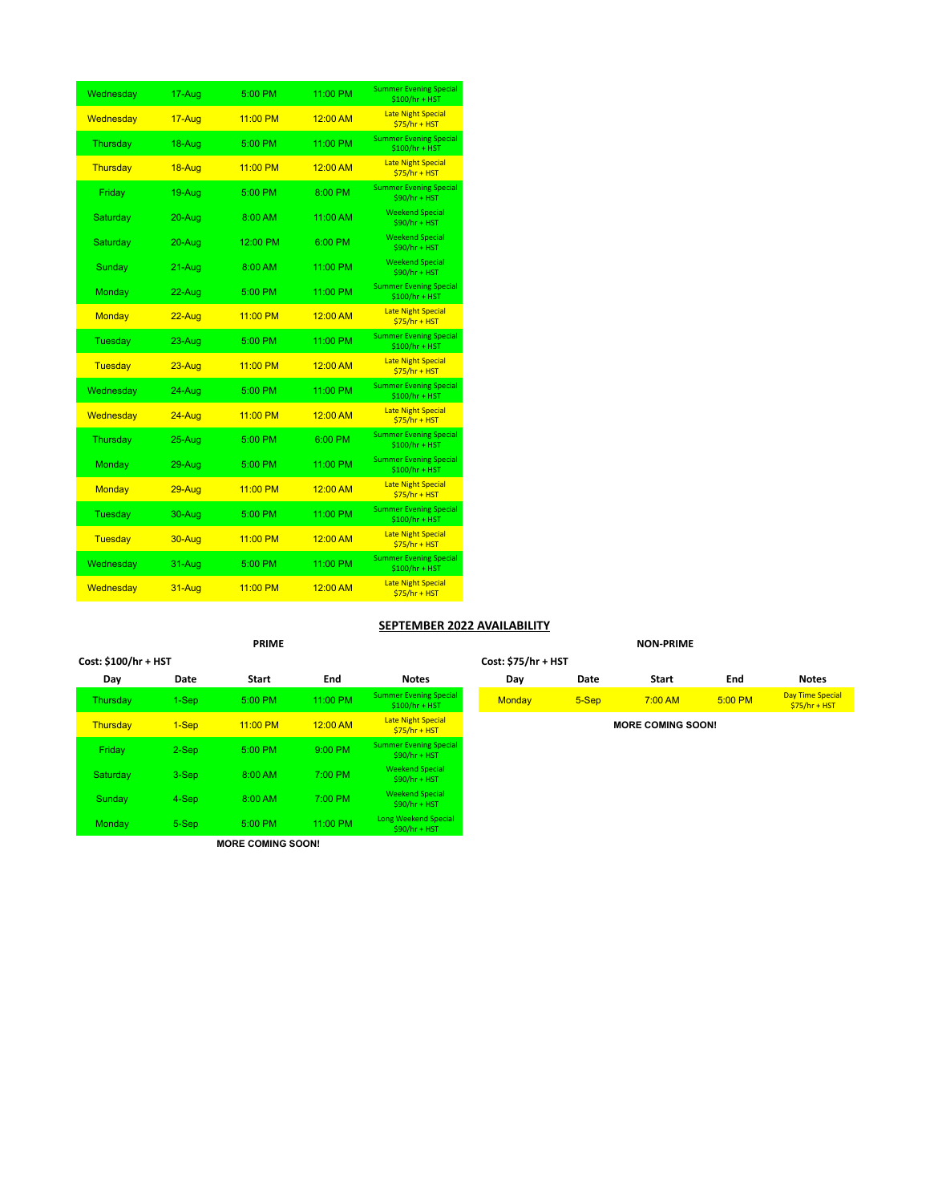| | | | | |
|---|---|---|---|---|
| Wednesday | 17-Aug | 5:00 PM | 11:00 PM | Summer Evening Special $100/hr + HST |
| Wednesday | 17-Aug | 11:00 PM | 12:00 AM | Late Night Special $75/hr + HST |
| Thursday | 18-Aug | 5:00 PM | 11:00 PM | Summer Evening Special $100/hr + HST |
| Thursday | 18-Aug | 11:00 PM | 12:00 AM | Late Night Special $75/hr + HST |
| Friday | 19-Aug | 5:00 PM | 8:00 PM | Summer Evening Special $90/hr + HST |
| Saturday | 20-Aug | 8:00 AM | 11:00 AM | Weekend Special $90/hr + HST |
| Saturday | 20-Aug | 12:00 PM | 6:00 PM | Weekend Special $90/hr + HST |
| Sunday | 21-Aug | 8:00 AM | 11:00 PM | Weekend Special $90/hr + HST |
| Monday | 22-Aug | 5:00 PM | 11:00 PM | Summer Evening Special $100/hr + HST |
| Monday | 22-Aug | 11:00 PM | 12:00 AM | Late Night Special $75/hr + HST |
| Tuesday | 23-Aug | 5:00 PM | 11:00 PM | Summer Evening Special $100/hr + HST |
| Tuesday | 23-Aug | 11:00 PM | 12:00 AM | Late Night Special $75/hr + HST |
| Wednesday | 24-Aug | 5:00 PM | 11:00 PM | Summer Evening Special $100/hr + HST |
| Wednesday | 24-Aug | 11:00 PM | 12:00 AM | Late Night Special $75/hr + HST |
| Thursday | 25-Aug | 5:00 PM | 6:00 PM | Summer Evening Special $100/hr + HST |
| Monday | 29-Aug | 5:00 PM | 11:00 PM | Summer Evening Special $100/hr + HST |
| Monday | 29-Aug | 11:00 PM | 12:00 AM | Late Night Special $75/hr + HST |
| Tuesday | 30-Aug | 5:00 PM | 11:00 PM | Summer Evening Special $100/hr + HST |
| Tuesday | 30-Aug | 11:00 PM | 12:00 AM | Late Night Special $75/hr + HST |
| Wednesday | 31-Aug | 5:00 PM | 11:00 PM | Summer Evening Special $100/hr + HST |
| Wednesday | 31-Aug | 11:00 PM | 12:00 AM | Late Night Special $75/hr + HST |

## SEPTEMBER 2022 AVAILABILITY

### PRIME

**Cost: $100/hr + HST**

| Day | Date | Start | End | Notes |
|---|---|---|---|---|
| Thursday | 1-Sep | 5:00 PM | 11:00 PM | Summer Evening Special $100/hr + HST |
| Thursday | 1-Sep | 11:00 PM | 12:00 AM | Late Night Special $75/hr + HST |
| Friday | 2-Sep | 5:00 PM | 9:00 PM | Summer Evening Special $90/hr + HST |
| Saturday | 3-Sep | 8:00 AM | 7:00 PM | Weekend Special $90/hr + HST |
| Sunday | 4-Sep | 8:00 AM | 7:00 PM | Weekend Special $90/hr + HST |
| Monday | 5-Sep | 5:00 PM | 11:00 PM | Long Weekend Special $90/hr + HST |

**MORE COMING SOON!**

### NON-PRIME

**Cost: $75/hr + HST**

| Day | Date | Start | End | Notes |
|---|---|---|---|---|
| Monday | 5-Sep | 7:00 AM | 5:00 PM | Day Time Special $75/hr + HST |

**MORE COMING SOON!**